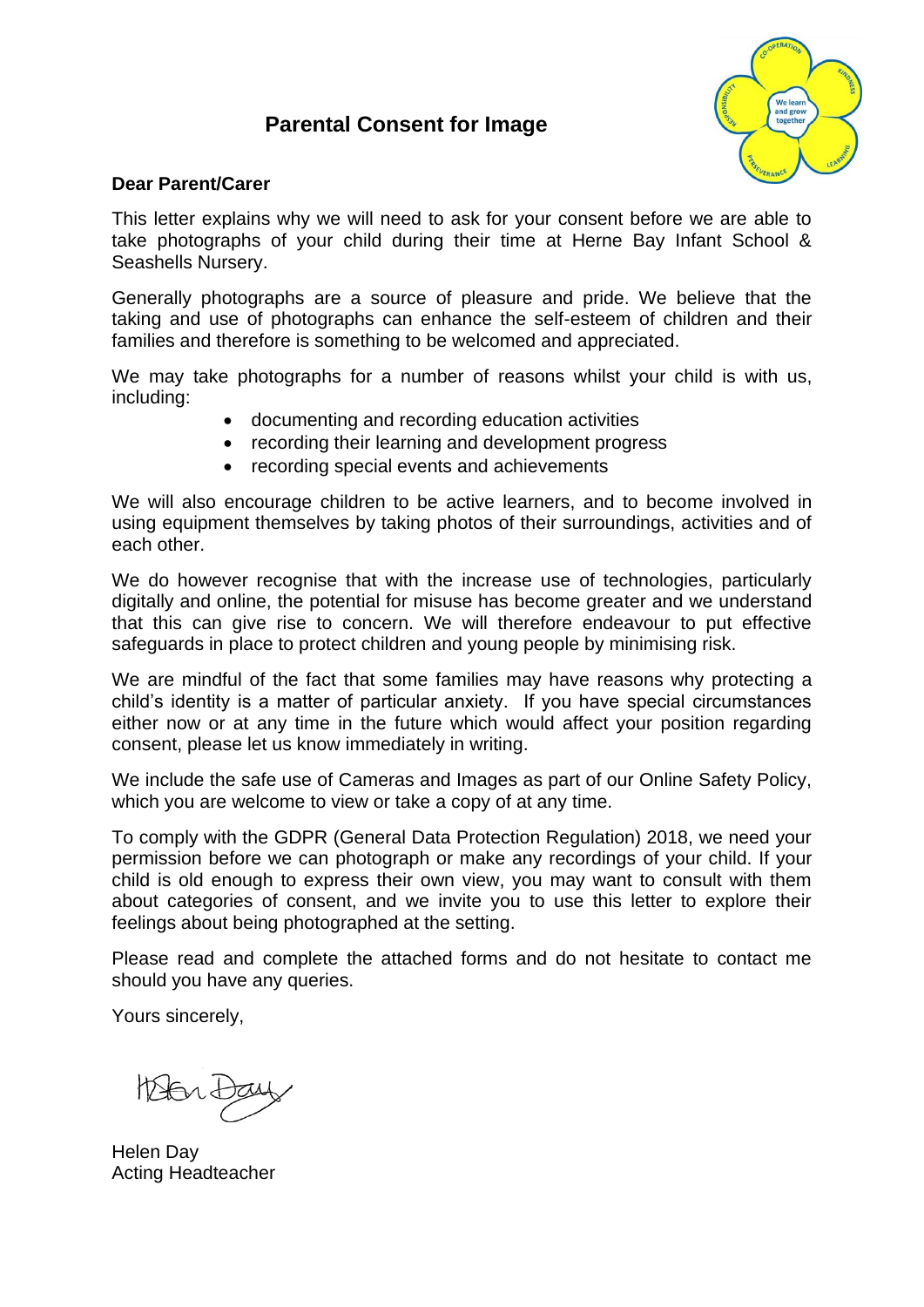# Parental Consent for Image

**Dear Parent/Carer**

This letter explains why we will need to ask for your consent before we are able to take photographs of your child during their time at Herne Bay Infant School & Seashells Nursery.

Generally photographs are a source of pleasure and pride. We believe that the taking and use of photographs can enhance the self-esteem of children and their families and therefore is something to be welcomed and appreciated.

We may take photographs for a number of reasons whilst your child is with us, including:

- documenting and recording education activities
- recording their learning and development progress
- recording special events and achievements

We will also encourage children to be active learners, and to become involved in using equipment themselves by taking photos of their surroundings, activities and of each other.

We do however recognise that with the increase use of technologies, particularly digitally and online, the potential for misuse has become greater and we understand that this can give rise to concern. We will therefore endeavour to put effective safeguards in place to protect children and young people by minimising risk.

We are mindful of the fact that some families may have reasons why protecting a child's identity is a matter of particular anxiety. If you have special circumstances either now or at any time in the future which would affect your position regarding consent, please let us know immediately in writing.

We include the safe use of Cameras and Images as part of our Online Safety Policy, which you are welcome to view or take a copy of at any time.

To comply with the GDPR (General Data Protection Regulation) 2018, we need your permission before we can photograph or make any recordings of your child. If your child is old enough to express their own view, you may want to consult with them about categories of consent, and we invite you to use this letter to explore their feelings about being photographed at the setting.

Please read and complete the attached forms and do not hesitate to contact me should you have any queries.

Yours sincerely,

Helen Day

Helen Day
Acting Headteacher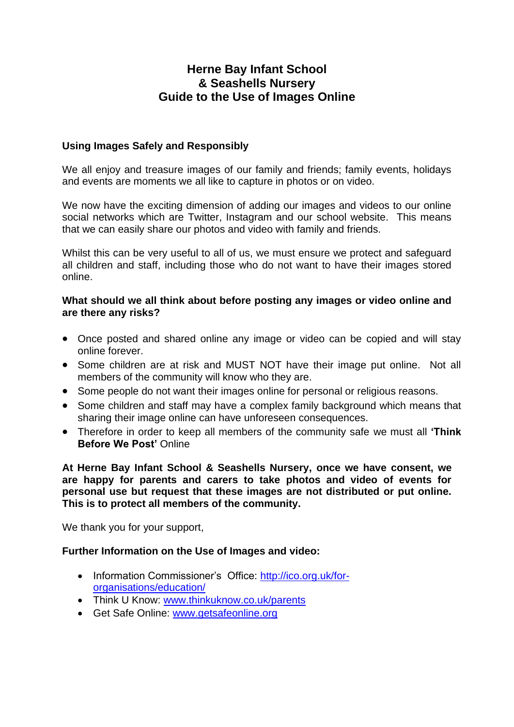# Herne Bay Infant School
# & Seashells Nursery
# Guide to the Use of Images Online

**Using Images Safely and Responsibly**

We all enjoy and treasure images of our family and friends; family events, holidays and events are moments we all like to capture in photos or on video.

We now have the exciting dimension of adding our images and videos to our online social networks which are Twitter, Instagram and our school website. This means that we can easily share our photos and video with family and friends.

Whilst this can be very useful to all of us, we must ensure we protect and safeguard all children and staff, including those who do not want to have their images stored online.

**What should we all think about before posting any images or video online and are there any risks?**

- Once posted and shared online any image or video can be copied and will stay online forever.
- Some children are at risk and MUST NOT have their image put online. Not all members of the community will know who they are.
- Some people do not want their images online for personal or religious reasons.
- Some children and staff may have a complex family background which means that sharing their image online can have unforeseen consequences.
- Therefore in order to keep all members of the community safe we must all **'Think Before We Post'** Online

**At Herne Bay Infant School & Seashells Nursery, once we have consent, we are happy for parents and carers to take photos and video of events for personal use but request that these images are not distributed or put online. This is to protect all members of the community.**

We thank you for your support,

**Further Information on the Use of Images and video:**

- Information Commissioner's Office: http://ico.org.uk/for-organisations/education/
- Think U Know: www.thinkuknow.co.uk/parents
- Get Safe Online: www.getsafeonline.org